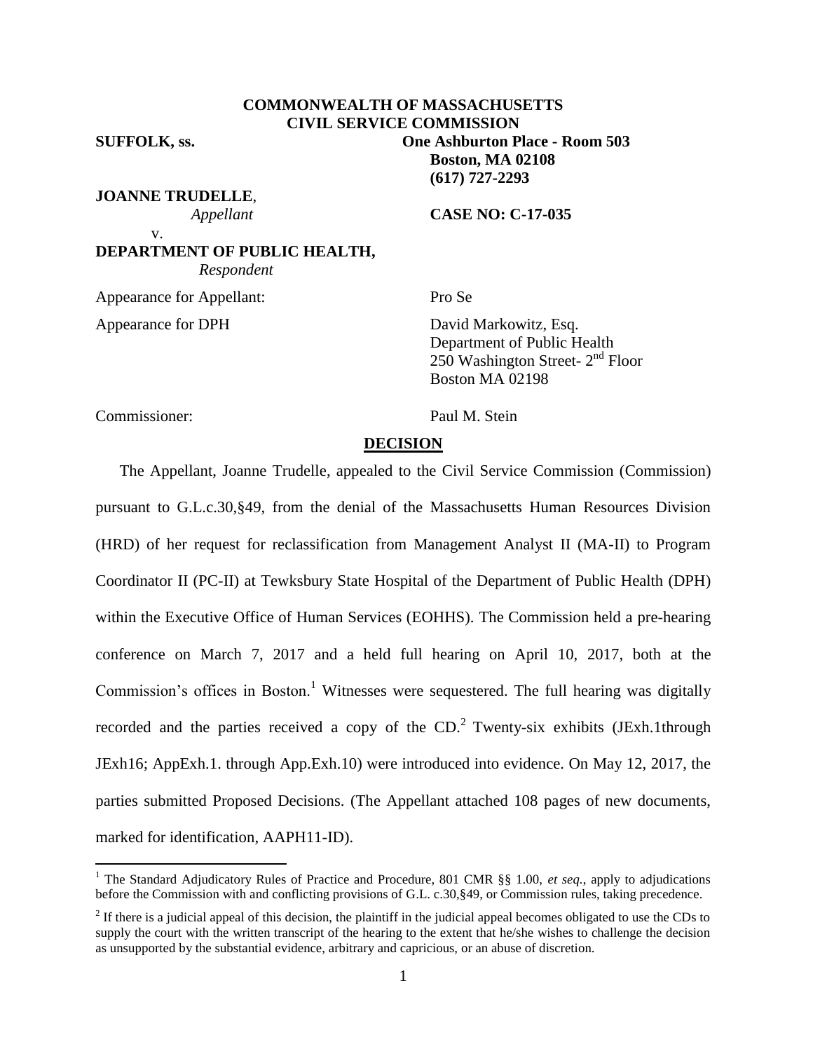**COMMONWEALTH OF MASSACHUSETTS**
**CIVIL SERVICE COMMISSION**

**SUFFOLK, ss.** **One Ashburton Place - Room 503**
**Boston, MA 02108**
**(617) 727-2293**

**JOANNE TRUDELLE**,
*Appellant*

v. **CASE NO: C-17-035**

**DEPARTMENT OF PUBLIC HEALTH,**
*Respondent*

Appearance for Appellant: Pro Se

Appearance for DPH David Markowitz, Esq.
Department of Public Health
250 Washington Street- 2nd Floor
Boston MA 02198

Commissioner: Paul M. Stein

## DECISION

The Appellant, Joanne Trudelle, appealed to the Civil Service Commission (Commission) pursuant to G.L.c.30,§49, from the denial of the Massachusetts Human Resources Division (HRD) of her request for reclassification from Management Analyst II (MA-II) to Program Coordinator II (PC-II) at Tewksbury State Hospital of the Department of Public Health (DPH) within the Executive Office of Human Services (EOHHS). The Commission held a pre-hearing conference on March 7, 2017 and a held full hearing on April 10, 2017, both at the Commission's offices in Boston.[1] Witnesses were sequestered. The full hearing was digitally recorded and the parties received a copy of the CD.[2] Twenty-six exhibits (JExh.1through JExh16; AppExh.1. through App.Exh.10) were introduced into evidence. On May 12, 2017, the parties submitted Proposed Decisions. (The Appellant attached 108 pages of new documents, marked for identification, AAPH11-ID).

---

[1] The Standard Adjudicatory Rules of Practice and Procedure, 801 CMR §§ 1.00, *et seq.*, apply to adjudications before the Commission with and conflicting provisions of G.L. c.30,§49, or Commission rules, taking precedence.

[2] If there is a judicial appeal of this decision, the plaintiff in the judicial appeal becomes obligated to use the CDs to supply the court with the written transcript of the hearing to the extent that he/she wishes to challenge the decision as unsupported by the substantial evidence, arbitrary and capricious, or an abuse of discretion.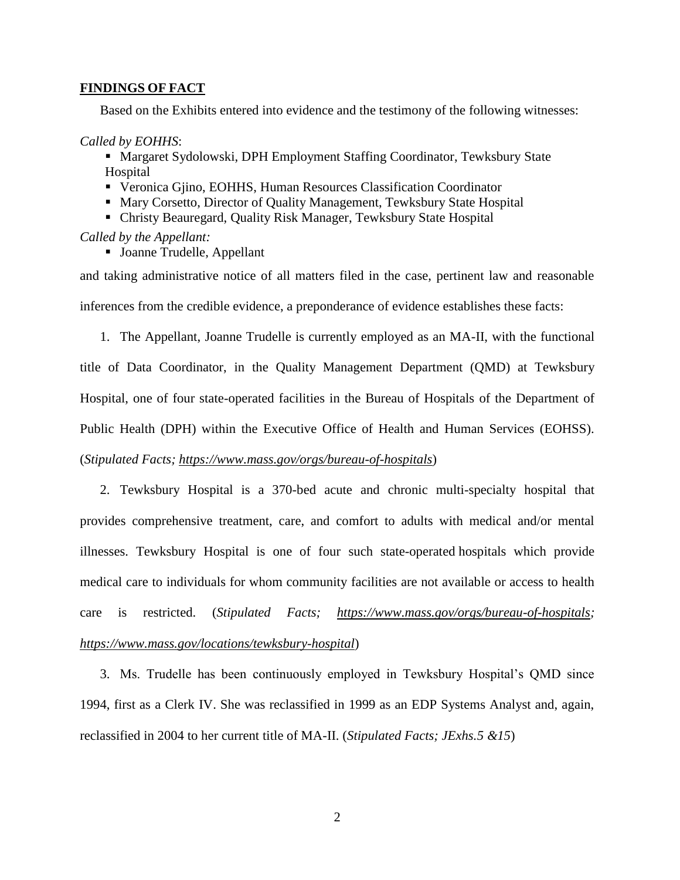## FINDINGS OF FACT

Based on the Exhibits entered into evidence and the testimony of the following witnesses:

*Called by EOHHS*:

- Margaret Sydolowski, DPH Employment Staffing Coordinator, Tewksbury State Hospital
- Veronica Gjino, EOHHS, Human Resources Classification Coordinator
- Mary Corsetto, Director of Quality Management, Tewksbury State Hospital
- Christy Beauregard, Quality Risk Manager, Tewksbury State Hospital

*Called by the Appellant:*

- Joanne Trudelle, Appellant

and taking administrative notice of all matters filed in the case, pertinent law and reasonable inferences from the credible evidence, a preponderance of evidence establishes these facts:

1. The Appellant, Joanne Trudelle is currently employed as an MA-II, with the functional title of Data Coordinator, in the Quality Management Department (QMD) at Tewksbury Hospital, one of four state-operated facilities in the Bureau of Hospitals of the Department of Public Health (DPH) within the Executive Office of Health and Human Services (EOHSS). (*Stipulated Facts; https://www.mass.gov/orgs/bureau-of-hospitals*)

2. Tewksbury Hospital is a 370-bed acute and chronic multi-specialty hospital that provides comprehensive treatment, care, and comfort to adults with medical and/or mental illnesses. Tewksbury Hospital is one of four such state-operated hospitals which provide medical care to individuals for whom community facilities are not available or access to health care is restricted. (*Stipulated Facts; https://www.mass.gov/orgs/bureau-of-hospitals; https://www.mass.gov/locations/tewksbury-hospital*)

3. Ms. Trudelle has been continuously employed in Tewksbury Hospital's QMD since 1994, first as a Clerk IV. She was reclassified in 1999 as an EDP Systems Analyst and, again, reclassified in 2004 to her current title of MA-II. (*Stipulated Facts; JExhs.5 &15*)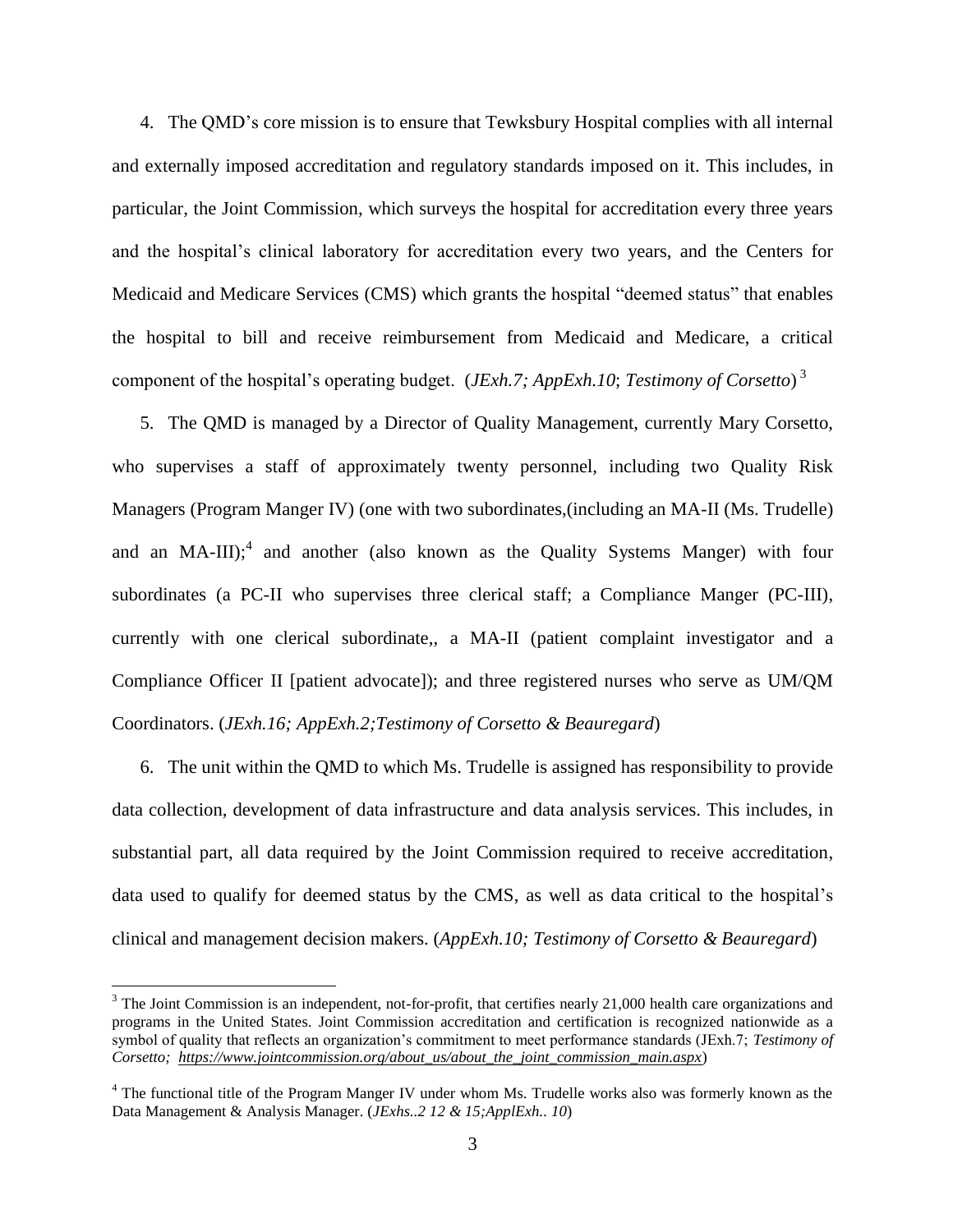4. The QMD's core mission is to ensure that Tewksbury Hospital complies with all internal and externally imposed accreditation and regulatory standards imposed on it. This includes, in particular, the Joint Commission, which surveys the hospital for accreditation every three years and the hospital's clinical laboratory for accreditation every two years, and the Centers for Medicaid and Medicare Services (CMS) which grants the hospital "deemed status" that enables the hospital to bill and receive reimbursement from Medicaid and Medicare, a critical component of the hospital's operating budget. (*JExh.7; AppExh.10*; *Testimony of Corsetto*) [3]

5. The QMD is managed by a Director of Quality Management, currently Mary Corsetto, who supervises a staff of approximately twenty personnel, including two Quality Risk Managers (Program Manger IV) (one with two subordinates,(including an MA-II (Ms. Trudelle) and an MA-III);[4] and another (also known as the Quality Systems Manger) with four subordinates (a PC-II who supervises three clerical staff; a Compliance Manger (PC-III), currently with one clerical subordinate,, a MA-II (patient complaint investigator and a Compliance Officer II [patient advocate]); and three registered nurses who serve as UM/QM Coordinators. (*JExh.16; AppExh.2;Testimony of Corsetto & Beauregard*)

6. The unit within the QMD to which Ms. Trudelle is assigned has responsibility to provide data collection, development of data infrastructure and data analysis services. This includes, in substantial part, all data required by the Joint Commission required to receive accreditation, data used to qualify for deemed status by the CMS, as well as data critical to the hospital's clinical and management decision makers. (*AppExh.10; Testimony of Corsetto & Beauregard*)

---

[3] The Joint Commission is an independent, not-for-profit, that certifies nearly 21,000 health care organizations and programs in the United States. Joint Commission accreditation and certification is recognized nationwide as a symbol of quality that reflects an organization's commitment to meet performance standards (JExh.7; *Testimony of Corsetto; https://www.jointcommission.org/about_us/about_the_joint_commission_main.aspx*)

[4] The functional title of the Program Manger IV under whom Ms. Trudelle works also was formerly known as the Data Management & Analysis Manager. (*JExhs..2 12 & 15;ApplExh.. 10*)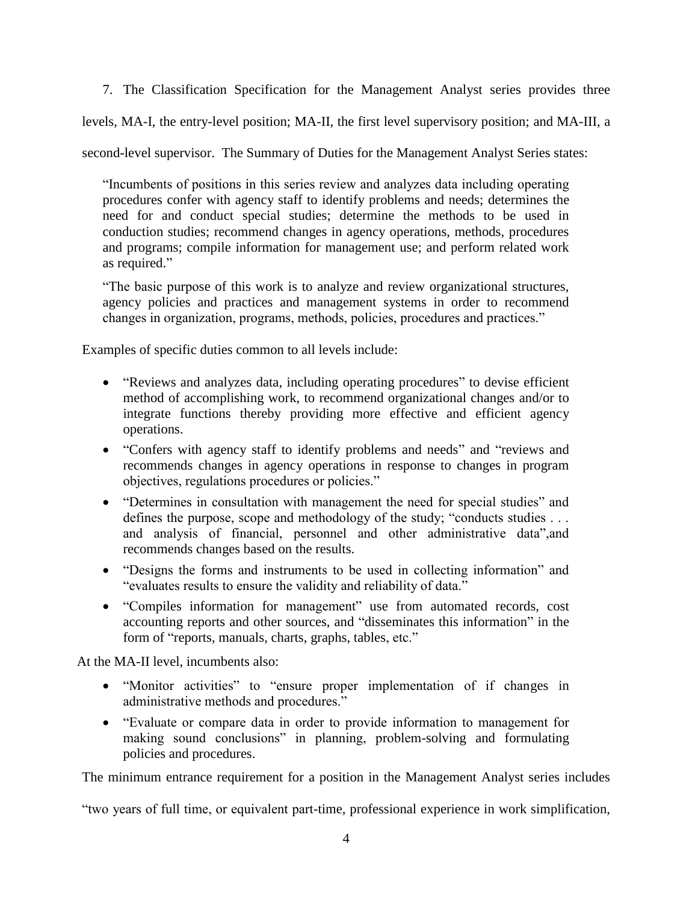7. The Classification Specification for the Management Analyst series provides three levels, MA-I, the entry-level position; MA-II, the first level supervisory position; and MA-III, a second-level supervisor. The Summary of Duties for the Management Analyst Series states:

> "Incumbents of positions in this series review and analyzes data including operating procedures confer with agency staff to identify problems and needs; determines the need for and conduct special studies; determine the methods to be used in conduction studies; recommend changes in agency operations, methods, procedures and programs; compile information for management use; and perform related work as required."
>
> "The basic purpose of this work is to analyze and review organizational structures, agency policies and practices and management systems in order to recommend changes in organization, programs, methods, policies, procedures and practices."

Examples of specific duties common to all levels include:

- "Reviews and analyzes data, including operating procedures" to devise efficient method of accomplishing work, to recommend organizational changes and/or to integrate functions thereby providing more effective and efficient agency operations.
- "Confers with agency staff to identify problems and needs" and "reviews and recommends changes in agency operations in response to changes in program objectives, regulations procedures or policies."
- "Determines in consultation with management the need for special studies" and defines the purpose, scope and methodology of the study; "conducts studies . . . and analysis of financial, personnel and other administrative data",and recommends changes based on the results.
- "Designs the forms and instruments to be used in collecting information" and "evaluates results to ensure the validity and reliability of data."
- "Compiles information for management" use from automated records, cost accounting reports and other sources, and "disseminates this information" in the form of "reports, manuals, charts, graphs, tables, etc."

At the MA-II level, incumbents also:

- "Monitor activities" to "ensure proper implementation of if changes in administrative methods and procedures."
- "Evaluate or compare data in order to provide information to management for making sound conclusions" in planning, problem-solving and formulating policies and procedures.

The minimum entrance requirement for a position in the Management Analyst series includes "two years of full time, or equivalent part-time, professional experience in work simplification,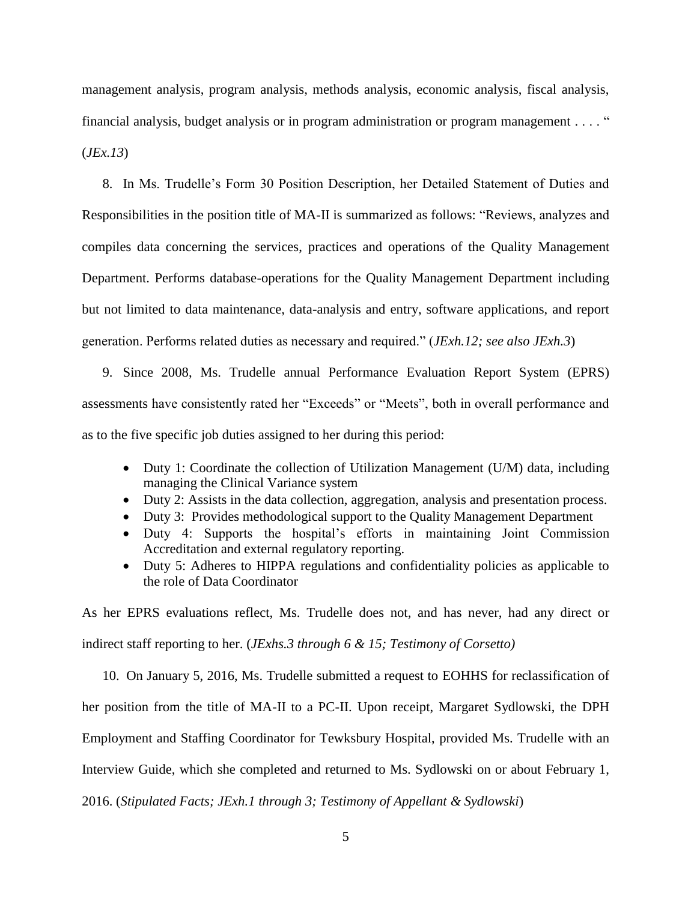management analysis, program analysis, methods analysis, economic analysis, fiscal analysis, financial analysis, budget analysis or in program administration or program management . . . . " (*JEx.13*)

8. In Ms. Trudelle's Form 30 Position Description, her Detailed Statement of Duties and Responsibilities in the position title of MA-II is summarized as follows: "Reviews, analyzes and compiles data concerning the services, practices and operations of the Quality Management Department. Performs database-operations for the Quality Management Department including but not limited to data maintenance, data-analysis and entry, software applications, and report generation. Performs related duties as necessary and required." (*JExh.12; see also JExh.3*)

9. Since 2008, Ms. Trudelle annual Performance Evaluation Report System (EPRS) assessments have consistently rated her "Exceeds" or "Meets", both in overall performance and as to the five specific job duties assigned to her during this period:

- Duty 1: Coordinate the collection of Utilization Management (U/M) data, including managing the Clinical Variance system
- Duty 2: Assists in the data collection, aggregation, analysis and presentation process.
- Duty 3: Provides methodological support to the Quality Management Department
- Duty 4: Supports the hospital's efforts in maintaining Joint Commission Accreditation and external regulatory reporting.
- Duty 5: Adheres to HIPPA regulations and confidentiality policies as applicable to the role of Data Coordinator

As her EPRS evaluations reflect, Ms. Trudelle does not, and has never, had any direct or indirect staff reporting to her. (*JExhs.3 through 6 & 15; Testimony of Corsetto)*

10. On January 5, 2016, Ms. Trudelle submitted a request to EOHHS for reclassification of her position from the title of MA-II to a PC-II. Upon receipt, Margaret Sydlowski, the DPH Employment and Staffing Coordinator for Tewksbury Hospital, provided Ms. Trudelle with an Interview Guide, which she completed and returned to Ms. Sydlowski on or about February 1, 2016. (*Stipulated Facts; JExh.1 through 3; Testimony of Appellant & Sydlowski*)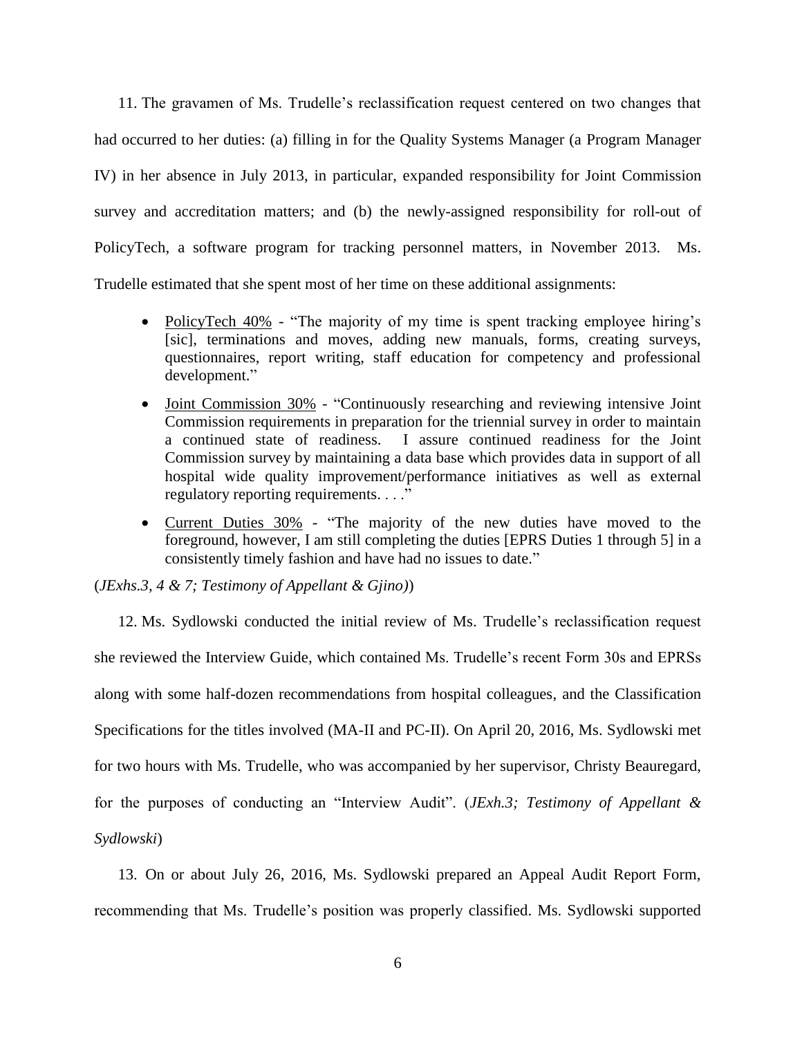11. The gravamen of Ms. Trudelle's reclassification request centered on two changes that had occurred to her duties: (a) filling in for the Quality Systems Manager (a Program Manager IV) in her absence in July 2013, in particular, expanded responsibility for Joint Commission survey and accreditation matters; and (b) the newly-assigned responsibility for roll-out of PolicyTech, a software program for tracking personnel matters, in November 2013. Ms. Trudelle estimated that she spent most of her time on these additional assignments:

- <u>PolicyTech 40%</u> - "The majority of my time is spent tracking employee hiring's [sic], terminations and moves, adding new manuals, forms, creating surveys, questionnaires, report writing, staff education for competency and professional development."
- <u>Joint Commission 30%</u> - "Continuously researching and reviewing intensive Joint Commission requirements in preparation for the triennial survey in order to maintain a continued state of readiness. I assure continued readiness for the Joint Commission survey by maintaining a data base which provides data in support of all hospital wide quality improvement/performance initiatives as well as external regulatory reporting requirements. . . ."
- <u>Current Duties 30%</u> - "The majority of the new duties have moved to the foreground, however, I am still completing the duties [EPRS Duties 1 through 5] in a consistently timely fashion and have had no issues to date."

(*JExhs.3, 4 & 7; Testimony of Appellant & Gjino)*)

12. Ms. Sydlowski conducted the initial review of Ms. Trudelle's reclassification request she reviewed the Interview Guide, which contained Ms. Trudelle's recent Form 30s and EPRSs along with some half-dozen recommendations from hospital colleagues, and the Classification Specifications for the titles involved (MA-II and PC-II). On April 20, 2016, Ms. Sydlowski met for two hours with Ms. Trudelle, who was accompanied by her supervisor, Christy Beauregard, for the purposes of conducting an "Interview Audit". (*JExh.3; Testimony of Appellant & Sydlowski*)

13. On or about July 26, 2016, Ms. Sydlowski prepared an Appeal Audit Report Form, recommending that Ms. Trudelle's position was properly classified. Ms. Sydlowski supported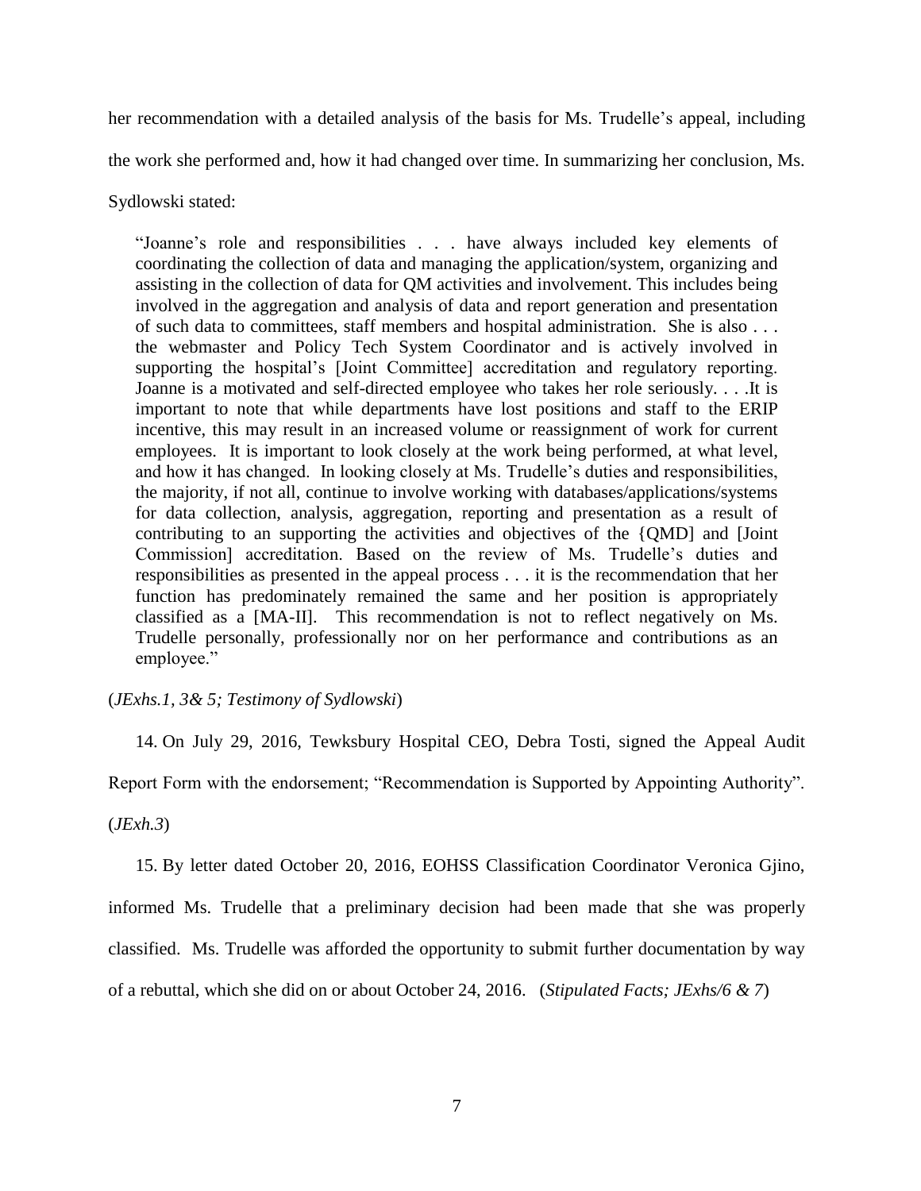her recommendation with a detailed analysis of the basis for Ms. Trudelle's appeal, including the work she performed and, how it had changed over time. In summarizing her conclusion, Ms. Sydlowski stated:

> "Joanne's role and responsibilities . . . have always included key elements of coordinating the collection of data and managing the application/system, organizing and assisting in the collection of data for QM activities and involvement. This includes being involved in the aggregation and analysis of data and report generation and presentation of such data to committees, staff members and hospital administration. She is also . . . the webmaster and Policy Tech System Coordinator and is actively involved in supporting the hospital's [Joint Committee] accreditation and regulatory reporting. Joanne is a motivated and self-directed employee who takes her role seriously. . . .It is important to note that while departments have lost positions and staff to the ERIP incentive, this may result in an increased volume or reassignment of work for current employees. It is important to look closely at the work being performed, at what level, and how it has changed. In looking closely at Ms. Trudelle's duties and responsibilities, the majority, if not all, continue to involve working with databases/applications/systems for data collection, analysis, aggregation, reporting and presentation as a result of contributing to an supporting the activities and objectives of the {QMD] and [Joint Commission] accreditation. Based on the review of Ms. Trudelle's duties and responsibilities as presented in the appeal process . . . it is the recommendation that her function has predominately remained the same and her position is appropriately classified as a [MA-II]. This recommendation is not to reflect negatively on Ms. Trudelle personally, professionally nor on her performance and contributions as an employee."

(*JExhs.1, 3& 5; Testimony of Sydlowski*)

14. On July 29, 2016, Tewksbury Hospital CEO, Debra Tosti, signed the Appeal Audit Report Form with the endorsement; "Recommendation is Supported by Appointing Authority". (*JExh.3*)

15. By letter dated October 20, 2016, EOHSS Classification Coordinator Veronica Gjino, informed Ms. Trudelle that a preliminary decision had been made that she was properly classified. Ms. Trudelle was afforded the opportunity to submit further documentation by way of a rebuttal, which she did on or about October 24, 2016. (*Stipulated Facts; JExhs/6 & 7*)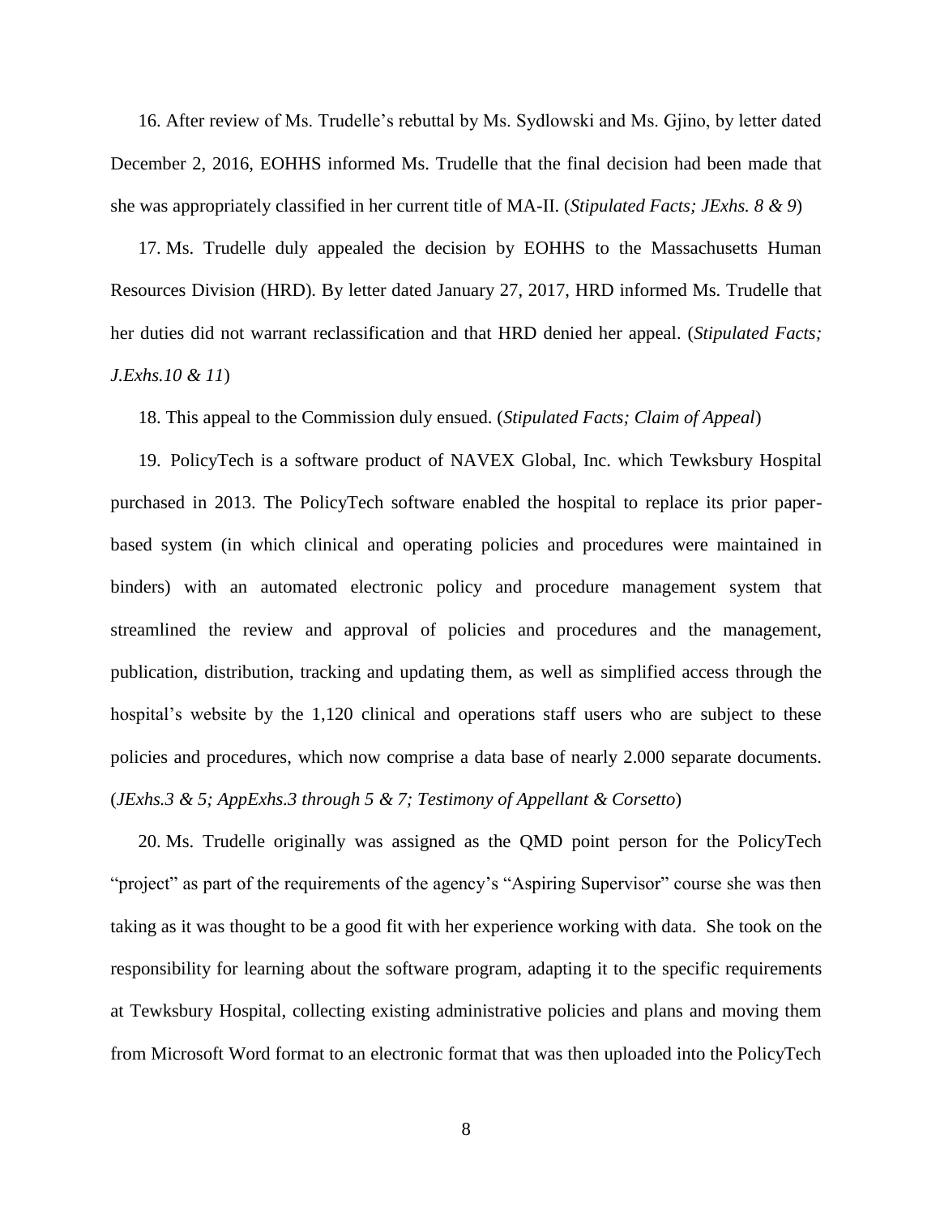16. After review of Ms. Trudelle's rebuttal by Ms. Sydlowski and Ms. Gjino, by letter dated December 2, 2016, EOHHS informed Ms. Trudelle that the final decision had been made that she was appropriately classified in her current title of MA-II. (*Stipulated Facts; JExhs. 8 & 9*)

17. Ms. Trudelle duly appealed the decision by EOHHS to the Massachusetts Human Resources Division (HRD). By letter dated January 27, 2017, HRD informed Ms. Trudelle that her duties did not warrant reclassification and that HRD denied her appeal. (*Stipulated Facts; J.Exhs.10 & 11*)

18. This appeal to the Commission duly ensued. (*Stipulated Facts; Claim of Appeal*)

19. PolicyTech is a software product of NAVEX Global, Inc. which Tewksbury Hospital purchased in 2013. The PolicyTech software enabled the hospital to replace its prior paper-based system (in which clinical and operating policies and procedures were maintained in binders) with an automated electronic policy and procedure management system that streamlined the review and approval of policies and procedures and the management, publication, distribution, tracking and updating them, as well as simplified access through the hospital's website by the 1,120 clinical and operations staff users who are subject to these policies and procedures, which now comprise a data base of nearly 2.000 separate documents. (*JExhs.3 & 5; AppExhs.3 through 5 & 7; Testimony of Appellant & Corsetto*)

20. Ms. Trudelle originally was assigned as the QMD point person for the PolicyTech "project" as part of the requirements of the agency's "Aspiring Supervisor" course she was then taking as it was thought to be a good fit with her experience working with data. She took on the responsibility for learning about the software program, adapting it to the specific requirements at Tewksbury Hospital, collecting existing administrative policies and plans and moving them from Microsoft Word format to an electronic format that was then uploaded into the PolicyTech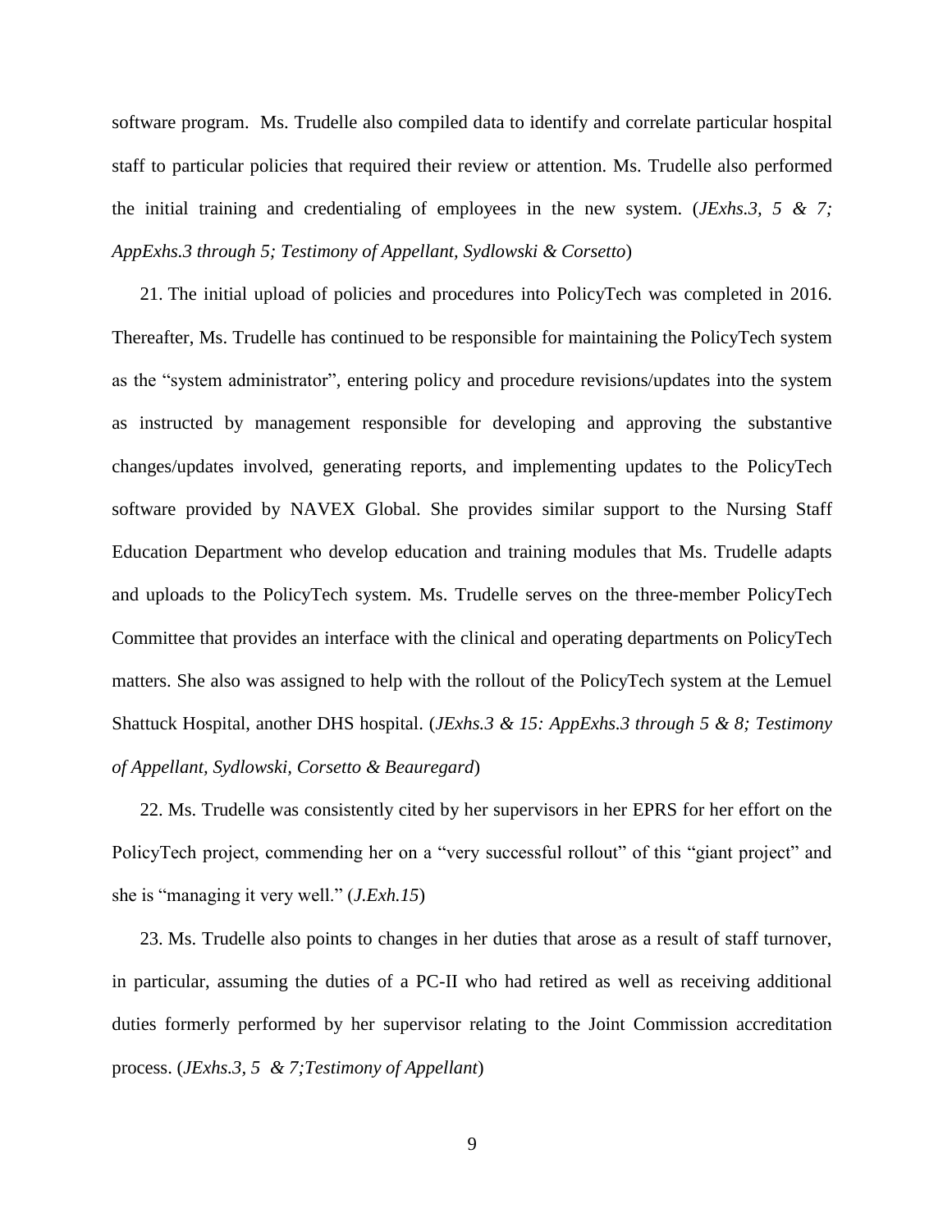software program. Ms. Trudelle also compiled data to identify and correlate particular hospital staff to particular policies that required their review or attention. Ms. Trudelle also performed the initial training and credentialing of employees in the new system. (*JExhs.3, 5 & 7; AppExhs.3 through 5; Testimony of Appellant, Sydlowski & Corsetto*)

21. The initial upload of policies and procedures into PolicyTech was completed in 2016. Thereafter, Ms. Trudelle has continued to be responsible for maintaining the PolicyTech system as the "system administrator", entering policy and procedure revisions/updates into the system as instructed by management responsible for developing and approving the substantive changes/updates involved, generating reports, and implementing updates to the PolicyTech software provided by NAVEX Global. She provides similar support to the Nursing Staff Education Department who develop education and training modules that Ms. Trudelle adapts and uploads to the PolicyTech system. Ms. Trudelle serves on the three-member PolicyTech Committee that provides an interface with the clinical and operating departments on PolicyTech matters. She also was assigned to help with the rollout of the PolicyTech system at the Lemuel Shattuck Hospital, another DHS hospital. (*JExhs.3 & 15: AppExhs.3 through 5 & 8; Testimony of Appellant, Sydlowski, Corsetto & Beauregard*)

22. Ms. Trudelle was consistently cited by her supervisors in her EPRS for her effort on the PolicyTech project, commending her on a "very successful rollout" of this "giant project" and she is "managing it very well." (*J.Exh.15*)

23. Ms. Trudelle also points to changes in her duties that arose as a result of staff turnover, in particular, assuming the duties of a PC-II who had retired as well as receiving additional duties formerly performed by her supervisor relating to the Joint Commission accreditation process. (*JExhs.3, 5 & 7;Testimony of Appellant*)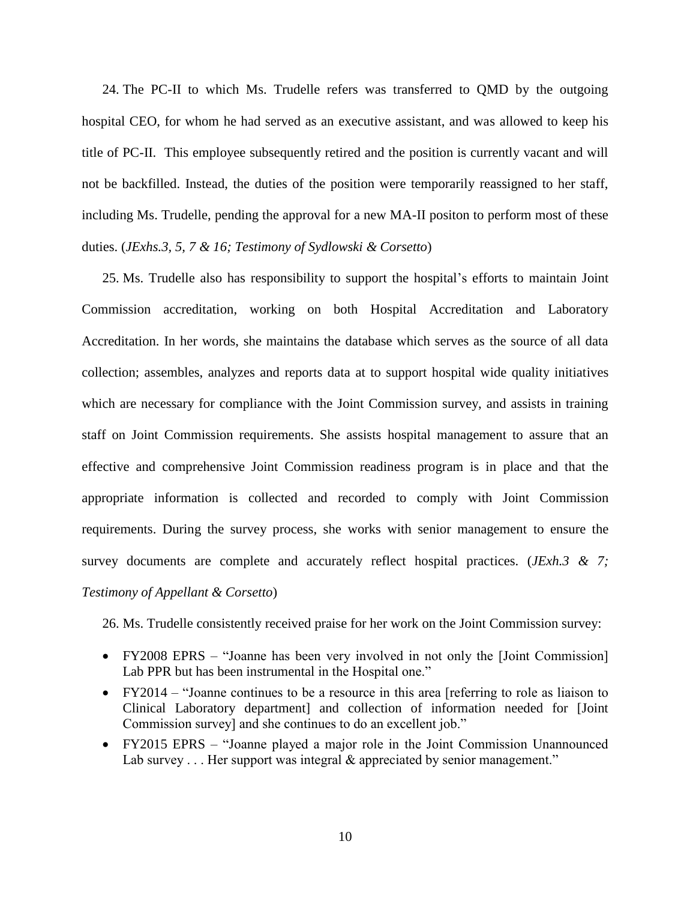24. The PC-II to which Ms. Trudelle refers was transferred to QMD by the outgoing hospital CEO, for whom he had served as an executive assistant, and was allowed to keep his title of PC-II. This employee subsequently retired and the position is currently vacant and will not be backfilled. Instead, the duties of the position were temporarily reassigned to her staff, including Ms. Trudelle, pending the approval for a new MA-II positon to perform most of these duties. (*JExhs.3, 5, 7 & 16; Testimony of Sydlowski & Corsetto*)

25. Ms. Trudelle also has responsibility to support the hospital's efforts to maintain Joint Commission accreditation, working on both Hospital Accreditation and Laboratory Accreditation. In her words, she maintains the database which serves as the source of all data collection; assembles, analyzes and reports data at to support hospital wide quality initiatives which are necessary for compliance with the Joint Commission survey, and assists in training staff on Joint Commission requirements. She assists hospital management to assure that an effective and comprehensive Joint Commission readiness program is in place and that the appropriate information is collected and recorded to comply with Joint Commission requirements. During the survey process, she works with senior management to ensure the survey documents are complete and accurately reflect hospital practices. (*JExh.3 & 7; Testimony of Appellant & Corsetto*)

26. Ms. Trudelle consistently received praise for her work on the Joint Commission survey:

- FY2008 EPRS – "Joanne has been very involved in not only the [Joint Commission] Lab PPR but has been instrumental in the Hospital one."
- FY2014 – "Joanne continues to be a resource in this area [referring to role as liaison to Clinical Laboratory department] and collection of information needed for [Joint Commission survey] and she continues to do an excellent job."
- FY2015 EPRS – "Joanne played a major role in the Joint Commission Unannounced Lab survey . . . Her support was integral & appreciated by senior management."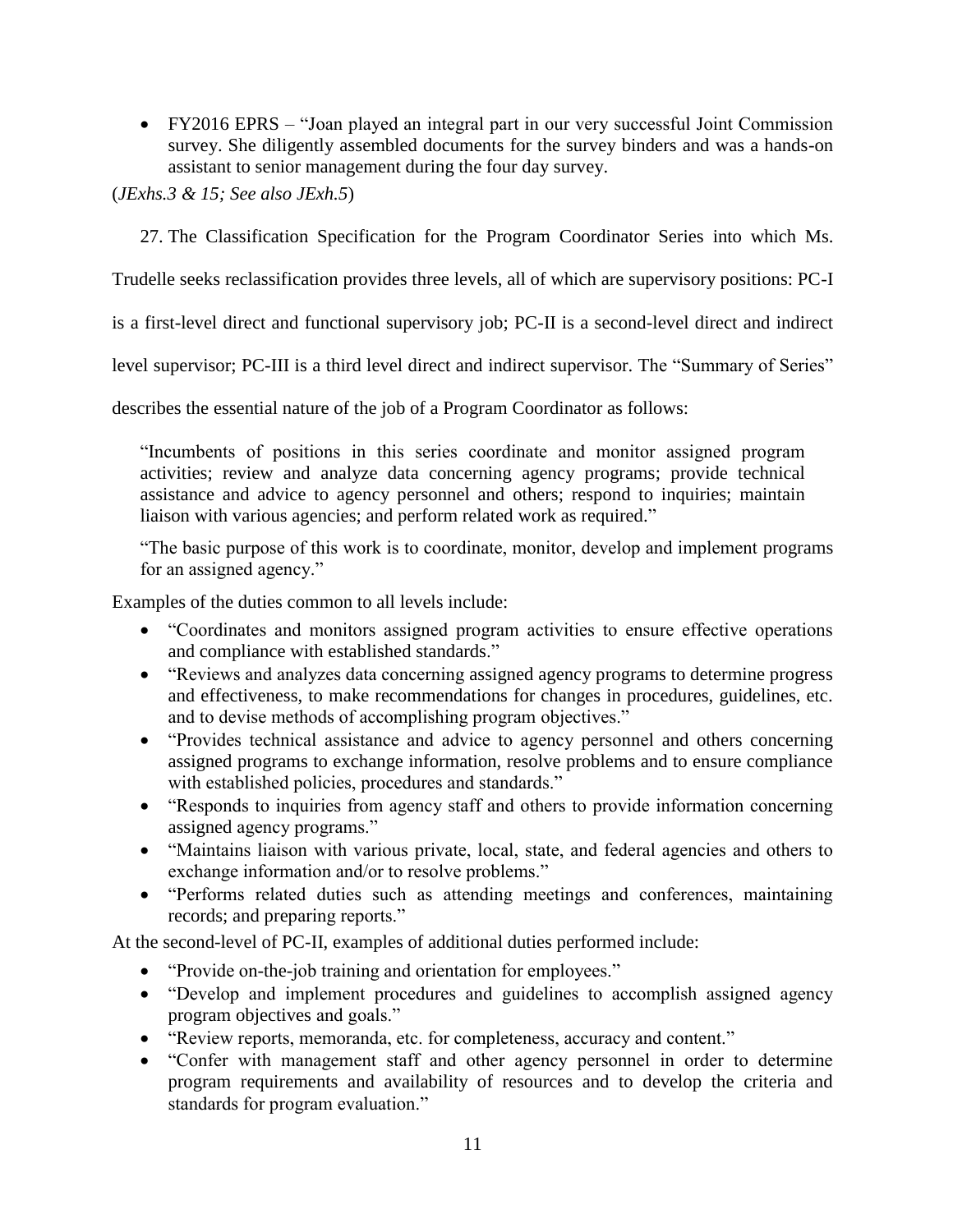- FY2016 EPRS – "Joan played an integral part in our very successful Joint Commission survey. She diligently assembled documents for the survey binders and was a hands-on assistant to senior management during the four day survey.

(*JExhs.3 & 15; See also JExh.5*)

27. The Classification Specification for the Program Coordinator Series into which Ms. Trudelle seeks reclassification provides three levels, all of which are supervisory positions: PC-I is a first-level direct and functional supervisory job; PC-II is a second-level direct and indirect level supervisor; PC-III is a third level direct and indirect supervisor. The "Summary of Series" describes the essential nature of the job of a Program Coordinator as follows:

> "Incumbents of positions in this series coordinate and monitor assigned program activities; review and analyze data concerning agency programs; provide technical assistance and advice to agency personnel and others; respond to inquiries; maintain liaison with various agencies; and perform related work as required."
>
> "The basic purpose of this work is to coordinate, monitor, develop and implement programs for an assigned agency."

Examples of the duties common to all levels include:

- "Coordinates and monitors assigned program activities to ensure effective operations and compliance with established standards."
- "Reviews and analyzes data concerning assigned agency programs to determine progress and effectiveness, to make recommendations for changes in procedures, guidelines, etc. and to devise methods of accomplishing program objectives."
- "Provides technical assistance and advice to agency personnel and others concerning assigned programs to exchange information, resolve problems and to ensure compliance with established policies, procedures and standards."
- "Responds to inquiries from agency staff and others to provide information concerning assigned agency programs."
- "Maintains liaison with various private, local, state, and federal agencies and others to exchange information and/or to resolve problems."
- "Performs related duties such as attending meetings and conferences, maintaining records; and preparing reports."

At the second-level of PC-II, examples of additional duties performed include:

- "Provide on-the-job training and orientation for employees."
- "Develop and implement procedures and guidelines to accomplish assigned agency program objectives and goals."
- "Review reports, memoranda, etc. for completeness, accuracy and content."
- "Confer with management staff and other agency personnel in order to determine program requirements and availability of resources and to develop the criteria and standards for program evaluation."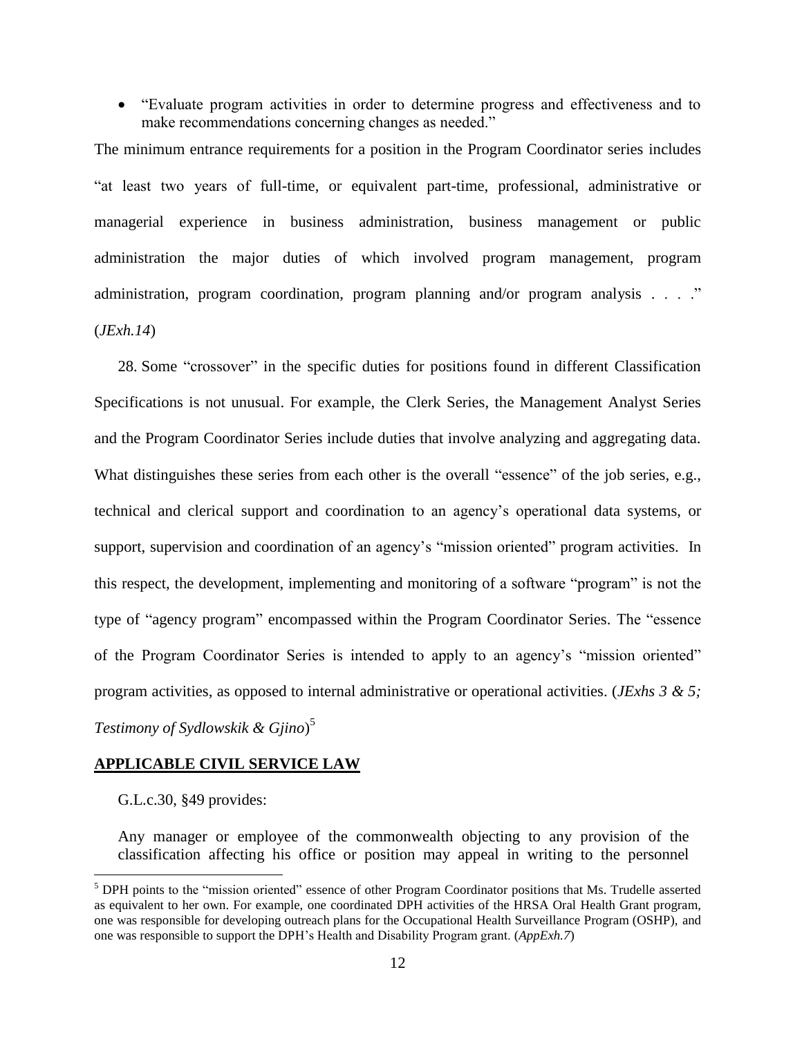- "Evaluate program activities in order to determine progress and effectiveness and to make recommendations concerning changes as needed."

The minimum entrance requirements for a position in the Program Coordinator series includes "at least two years of full-time, or equivalent part-time, professional, administrative or managerial experience in business administration, business management or public administration the major duties of which involved program management, program administration, program coordination, program planning and/or program analysis . . . ." (*JExh.14*)

28. Some "crossover" in the specific duties for positions found in different Classification Specifications is not unusual. For example, the Clerk Series, the Management Analyst Series and the Program Coordinator Series include duties that involve analyzing and aggregating data. What distinguishes these series from each other is the overall "essence" of the job series, e.g., technical and clerical support and coordination to an agency's operational data systems, or support, supervision and coordination of an agency's "mission oriented" program activities. In this respect, the development, implementing and monitoring of a software "program" is not the type of "agency program" encompassed within the Program Coordinator Series. The "essence of the Program Coordinator Series is intended to apply to an agency's "mission oriented" program activities, as opposed to internal administrative or operational activities. (*JExhs 3 & 5; Testimony of Sydlowskik & Gjino*)[5]

## APPLICABLE CIVIL SERVICE LAW

G.L.c.30, §49 provides:

> Any manager or employee of the commonwealth objecting to any provision of the classification affecting his office or position may appeal in writing to the personnel

[5] DPH points to the "mission oriented" essence of other Program Coordinator positions that Ms. Trudelle asserted as equivalent to her own. For example, one coordinated DPH activities of the HRSA Oral Health Grant program, one was responsible for developing outreach plans for the Occupational Health Surveillance Program (OSHP), and one was responsible to support the DPH's Health and Disability Program grant. (*AppExh.7*)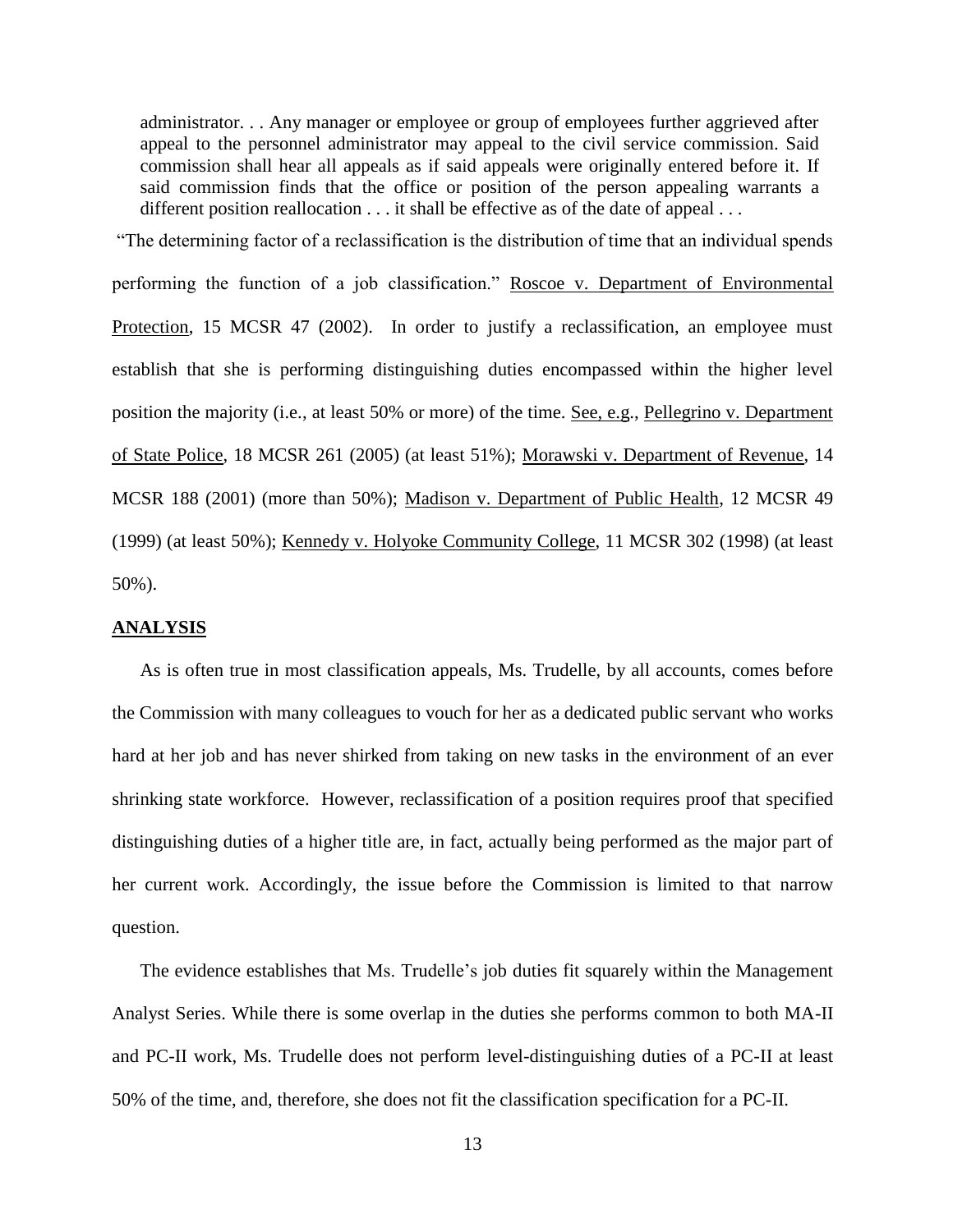> administrator. . . Any manager or employee or group of employees further aggrieved after appeal to the personnel administrator may appeal to the civil service commission. Said commission shall hear all appeals as if said appeals were originally entered before it. If said commission finds that the office or position of the person appealing warrants a different position reallocation . . . it shall be effective as of the date of appeal . . .

"The determining factor of a reclassification is the distribution of time that an individual spends performing the function of a job classification." Roscoe v. Department of Environmental Protection, 15 MCSR 47 (2002). In order to justify a reclassification, an employee must establish that she is performing distinguishing duties encompassed within the higher level position the majority (i.e., at least 50% or more) of the time. See, e.g., Pellegrino v. Department of State Police, 18 MCSR 261 (2005) (at least 51%); Morawski v. Department of Revenue, 14 MCSR 188 (2001) (more than 50%); Madison v. Department of Public Health, 12 MCSR 49 (1999) (at least 50%); Kennedy v. Holyoke Community College, 11 MCSR 302 (1998) (at least 50%).

## ANALYSIS

As is often true in most classification appeals, Ms. Trudelle, by all accounts, comes before the Commission with many colleagues to vouch for her as a dedicated public servant who works hard at her job and has never shirked from taking on new tasks in the environment of an ever shrinking state workforce. However, reclassification of a position requires proof that specified distinguishing duties of a higher title are, in fact, actually being performed as the major part of her current work. Accordingly, the issue before the Commission is limited to that narrow question.

The evidence establishes that Ms. Trudelle's job duties fit squarely within the Management Analyst Series. While there is some overlap in the duties she performs common to both MA-II and PC-II work, Ms. Trudelle does not perform level-distinguishing duties of a PC-II at least 50% of the time, and, therefore, she does not fit the classification specification for a PC-II.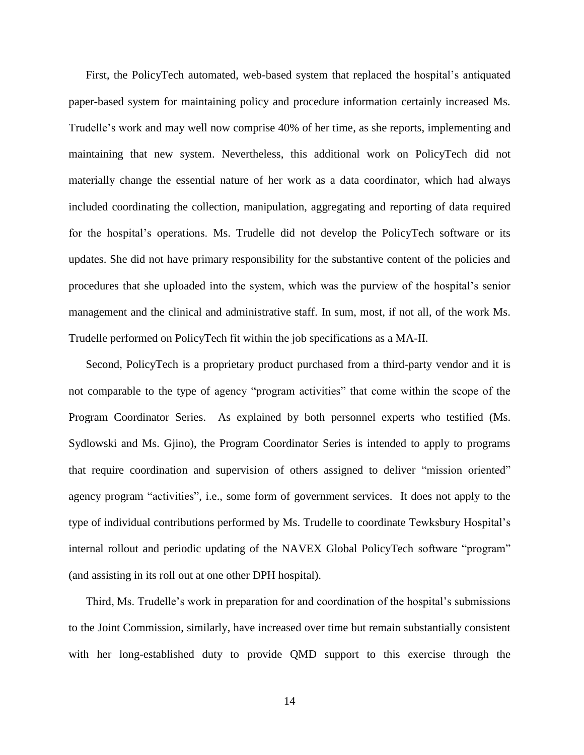First, the PolicyTech automated, web-based system that replaced the hospital's antiquated paper-based system for maintaining policy and procedure information certainly increased Ms. Trudelle's work and may well now comprise 40% of her time, as she reports, implementing and maintaining that new system. Nevertheless, this additional work on PolicyTech did not materially change the essential nature of her work as a data coordinator, which had always included coordinating the collection, manipulation, aggregating and reporting of data required for the hospital's operations. Ms. Trudelle did not develop the PolicyTech software or its updates. She did not have primary responsibility for the substantive content of the policies and procedures that she uploaded into the system, which was the purview of the hospital's senior management and the clinical and administrative staff. In sum, most, if not all, of the work Ms. Trudelle performed on PolicyTech fit within the job specifications as a MA-II.

Second, PolicyTech is a proprietary product purchased from a third-party vendor and it is not comparable to the type of agency "program activities" that come within the scope of the Program Coordinator Series. As explained by both personnel experts who testified (Ms. Sydlowski and Ms. Gjino), the Program Coordinator Series is intended to apply to programs that require coordination and supervision of others assigned to deliver "mission oriented" agency program "activities", i.e., some form of government services. It does not apply to the type of individual contributions performed by Ms. Trudelle to coordinate Tewksbury Hospital's internal rollout and periodic updating of the NAVEX Global PolicyTech software "program" (and assisting in its roll out at one other DPH hospital).

Third, Ms. Trudelle's work in preparation for and coordination of the hospital's submissions to the Joint Commission, similarly, have increased over time but remain substantially consistent with her long-established duty to provide QMD support to this exercise through the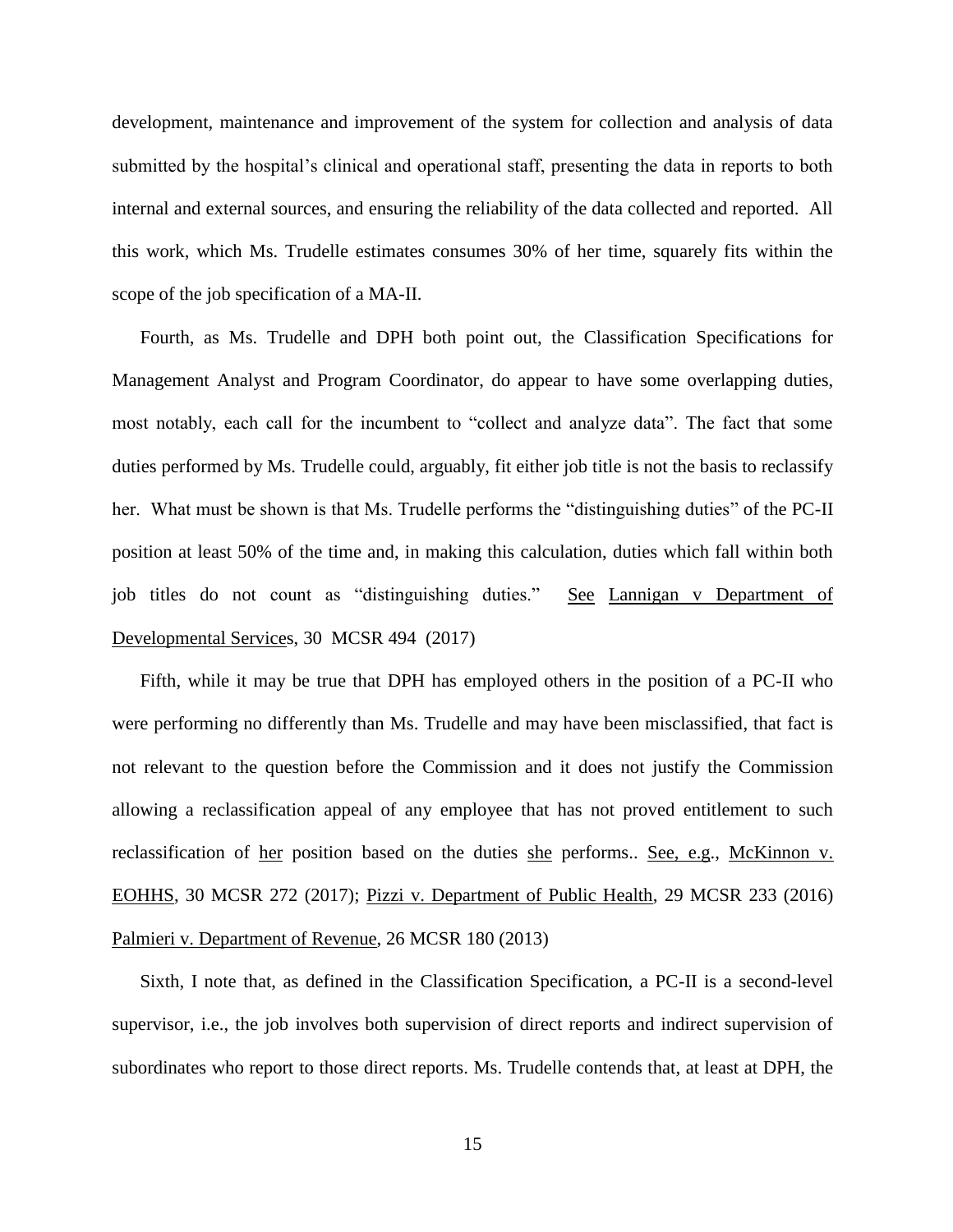development, maintenance and improvement of the system for collection and analysis of data submitted by the hospital's clinical and operational staff, presenting the data in reports to both internal and external sources, and ensuring the reliability of the data collected and reported. All this work, which Ms. Trudelle estimates consumes 30% of her time, squarely fits within the scope of the job specification of a MA-II.

Fourth, as Ms. Trudelle and DPH both point out, the Classification Specifications for Management Analyst and Program Coordinator, do appear to have some overlapping duties, most notably, each call for the incumbent to "collect and analyze data". The fact that some duties performed by Ms. Trudelle could, arguably, fit either job title is not the basis to reclassify her. What must be shown is that Ms. Trudelle performs the "distinguishing duties" of the PC-II position at least 50% of the time and, in making this calculation, duties which fall within both job titles do not count as "distinguishing duties." See Lannigan v Department of Developmental Services, 30 MCSR 494 (2017)

Fifth, while it may be true that DPH has employed others in the position of a PC-II who were performing no differently than Ms. Trudelle and may have been misclassified, that fact is not relevant to the question before the Commission and it does not justify the Commission allowing a reclassification appeal of any employee that has not proved entitlement to such reclassification of her position based on the duties she performs.. See, e.g., McKinnon v. EOHHS, 30 MCSR 272 (2017); Pizzi v. Department of Public Health, 29 MCSR 233 (2016) Palmieri v. Department of Revenue, 26 MCSR 180 (2013)

Sixth, I note that, as defined in the Classification Specification, a PC-II is a second-level supervisor, i.e., the job involves both supervision of direct reports and indirect supervision of subordinates who report to those direct reports. Ms. Trudelle contends that, at least at DPH, the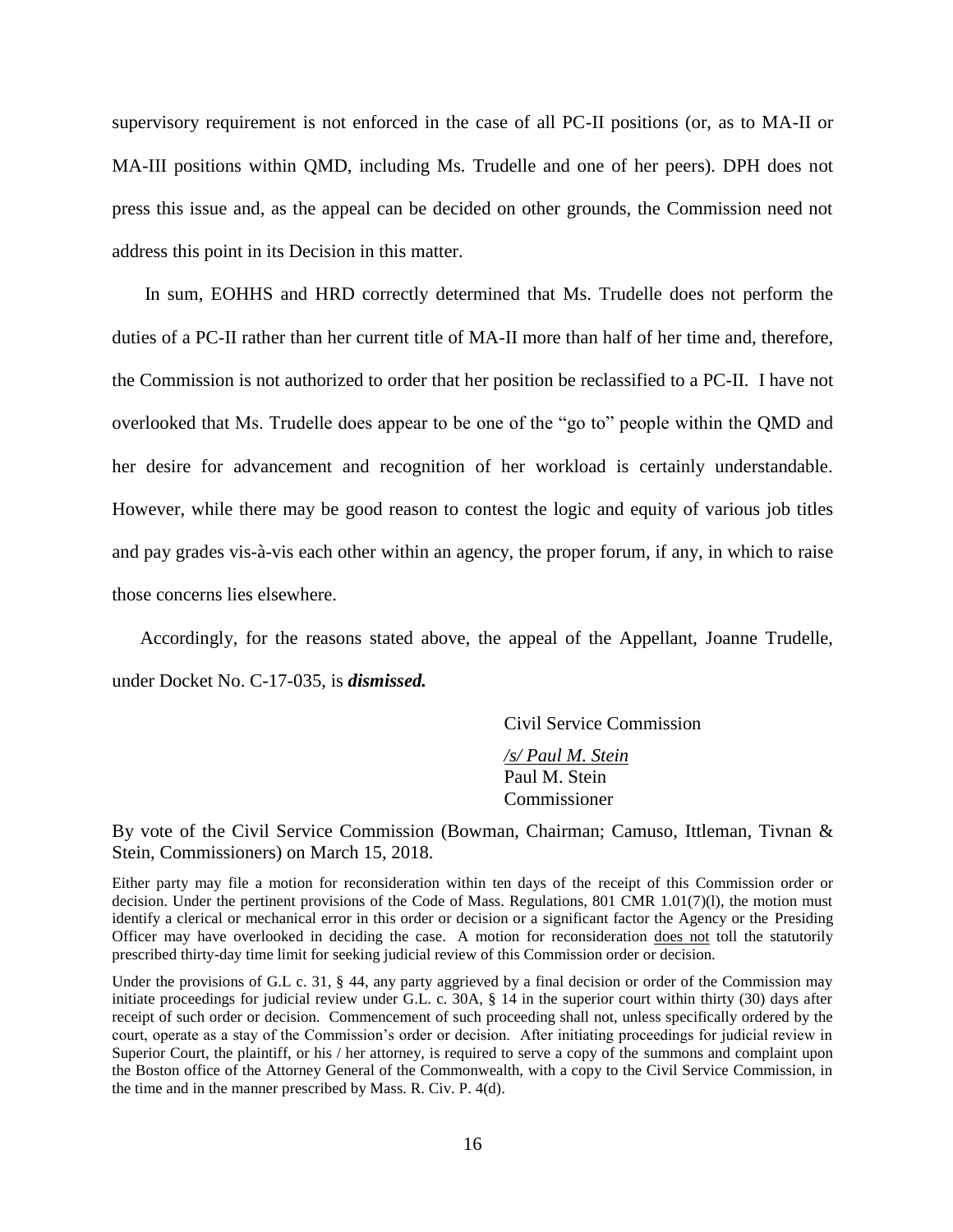supervisory requirement is not enforced in the case of all PC-II positions (or, as to MA-II or MA-III positions within QMD, including Ms. Trudelle and one of her peers). DPH does not press this issue and, as the appeal can be decided on other grounds, the Commission need not address this point in its Decision in this matter.

In sum, EOHHS and HRD correctly determined that Ms. Trudelle does not perform the duties of a PC-II rather than her current title of MA-II more than half of her time and, therefore, the Commission is not authorized to order that her position be reclassified to a PC-II. I have not overlooked that Ms. Trudelle does appear to be one of the "go to" people within the QMD and her desire for advancement and recognition of her workload is certainly understandable. However, while there may be good reason to contest the logic and equity of various job titles and pay grades vis-à-vis each other within an agency, the proper forum, if any, in which to raise those concerns lies elsewhere.

Accordingly, for the reasons stated above, the appeal of the Appellant, Joanne Trudelle, under Docket No. C-17-035, is ***dismissed.***

Civil Service Commission

*/s/ Paul M. Stein*
Paul M. Stein
Commissioner

By vote of the Civil Service Commission (Bowman, Chairman; Camuso, Ittleman, Tivnan & Stein, Commissioners) on March 15, 2018.

Either party may file a motion for reconsideration within ten days of the receipt of this Commission order or decision. Under the pertinent provisions of the Code of Mass. Regulations, 801 CMR 1.01(7)(l), the motion must identify a clerical or mechanical error in this order or decision or a significant factor the Agency or the Presiding Officer may have overlooked in deciding the case. A motion for reconsideration does not toll the statutorily prescribed thirty-day time limit for seeking judicial review of this Commission order or decision.

Under the provisions of G.L c. 31, § 44, any party aggrieved by a final decision or order of the Commission may initiate proceedings for judicial review under G.L. c. 30A, § 14 in the superior court within thirty (30) days after receipt of such order or decision. Commencement of such proceeding shall not, unless specifically ordered by the court, operate as a stay of the Commission's order or decision. After initiating proceedings for judicial review in Superior Court, the plaintiff, or his / her attorney, is required to serve a copy of the summons and complaint upon the Boston office of the Attorney General of the Commonwealth, with a copy to the Civil Service Commission, in the time and in the manner prescribed by Mass. R. Civ. P. 4(d).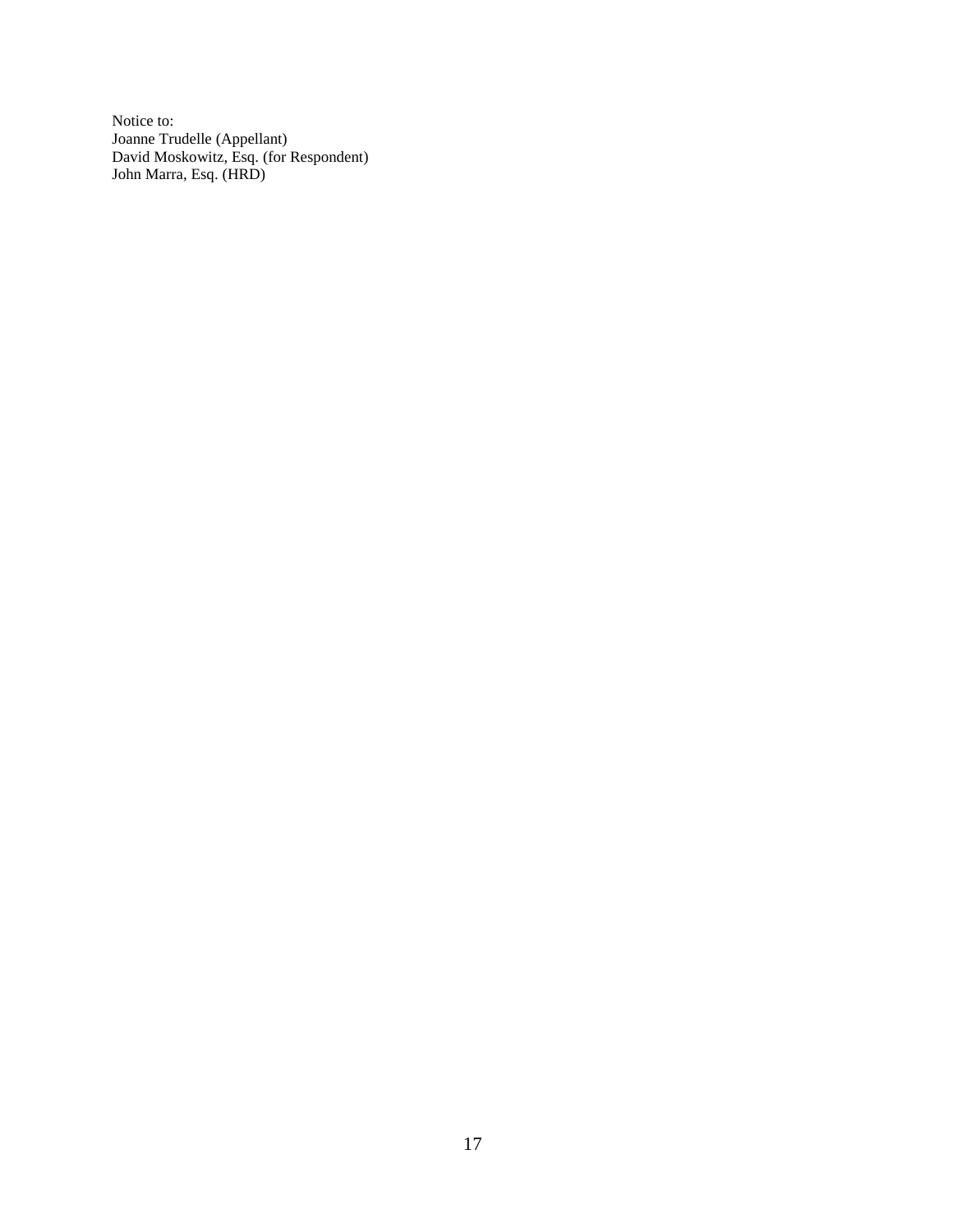Notice to:
Joanne Trudelle (Appellant)
David Moskowitz, Esq. (for Respondent)
John Marra, Esq. (HRD)